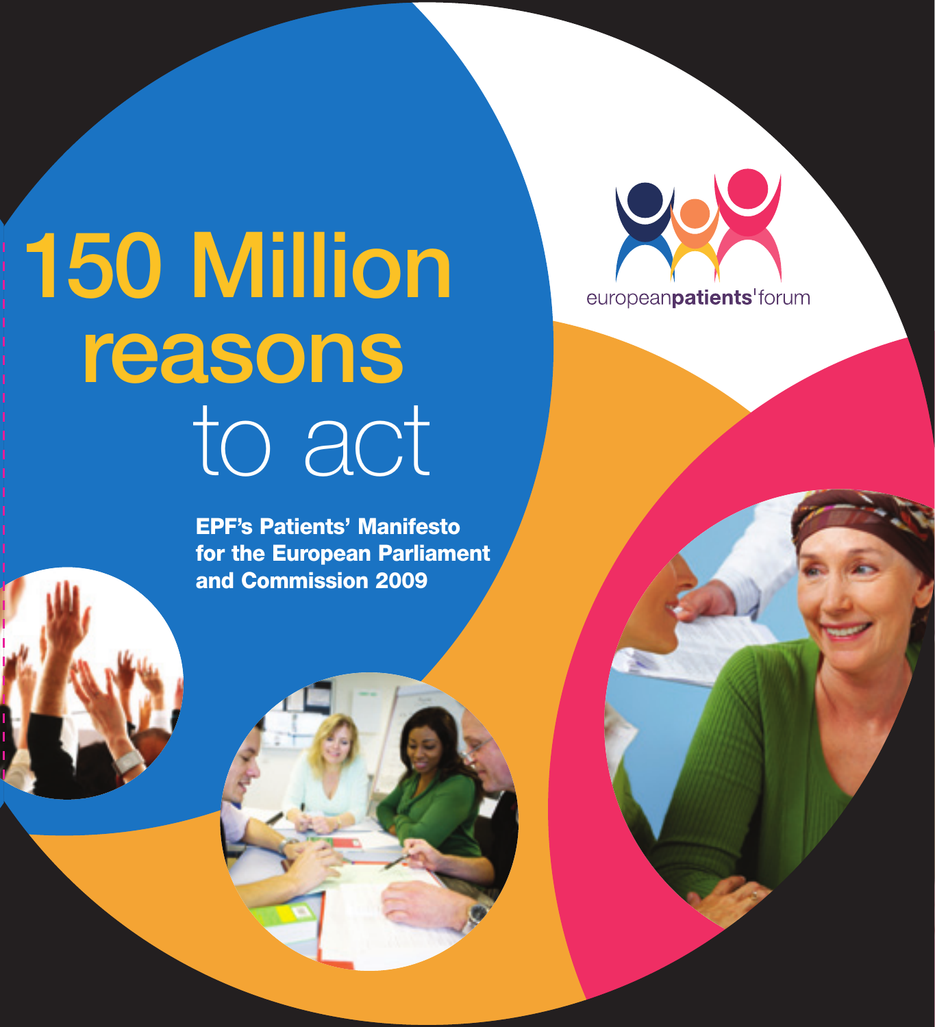# 150 Million reasons to act

**EPF's Patients' Manifesto for the European Parliament and Commission 2009**

europeanpatients'forum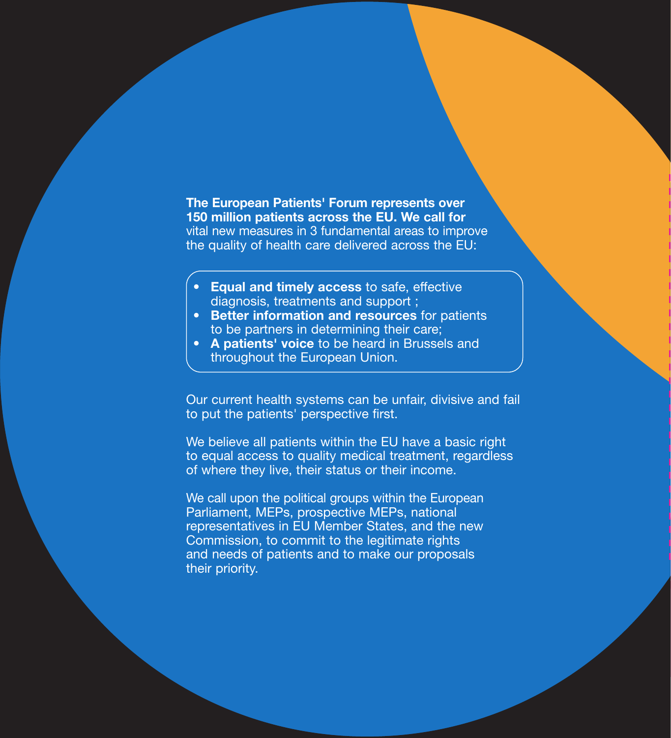**The European Patients' Forum represents over 150 million patients across the EU. We call for** vital new measures in 3 fundamental areas to improve the quality of health care delivered across the EU:

- **Equal and timely access** to safe, effective diagnosis, treatments and support ;
- **Better information and resources** for patients to be partners in determining their care;
- **A patients' voice** to be heard in Brussels and throughout the European Union.

Our current health systems can be unfair, divisive and fail to put the patients' perspective first.

We believe all patients within the EU have a basic right to equal access to quality medical treatment, regardless of where they live, their status or their income.

We call upon the political groups within the European Parliament, MEPs, prospective MEPs, national representatives in EU Member States, and the new Commission, to commit to the legitimate rights and needs of patients and to make our proposals their priority.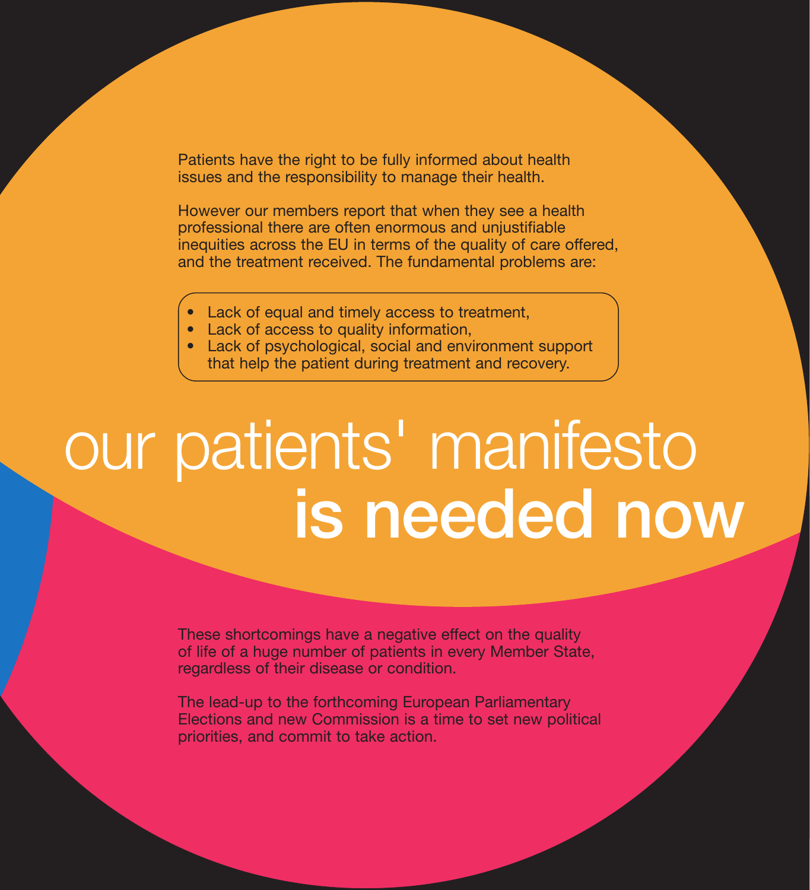Patients have the right to be fully informed about health issues and the responsibility to manage their health.

However our members report that when they see a health professional there are often enormous and unjustifiable inequities across the EU in terms of the quality of care offered, and the treatment received. The fundamental problems are:

- Lack of equal and timely access to treatment,
- Lack of access to quality information,
- Lack of psychological, social and environment support that help the patient during treatment and recovery.

# our patients' manifesto **is needed now**

These shortcomings have a negative effect on the quality of life of a huge number of patients in every Member State, regardless of their disease or condition.

The lead-up to the forthcoming European Parliamentary Elections and new Commission is a time to set new political priorities, and commit to take action.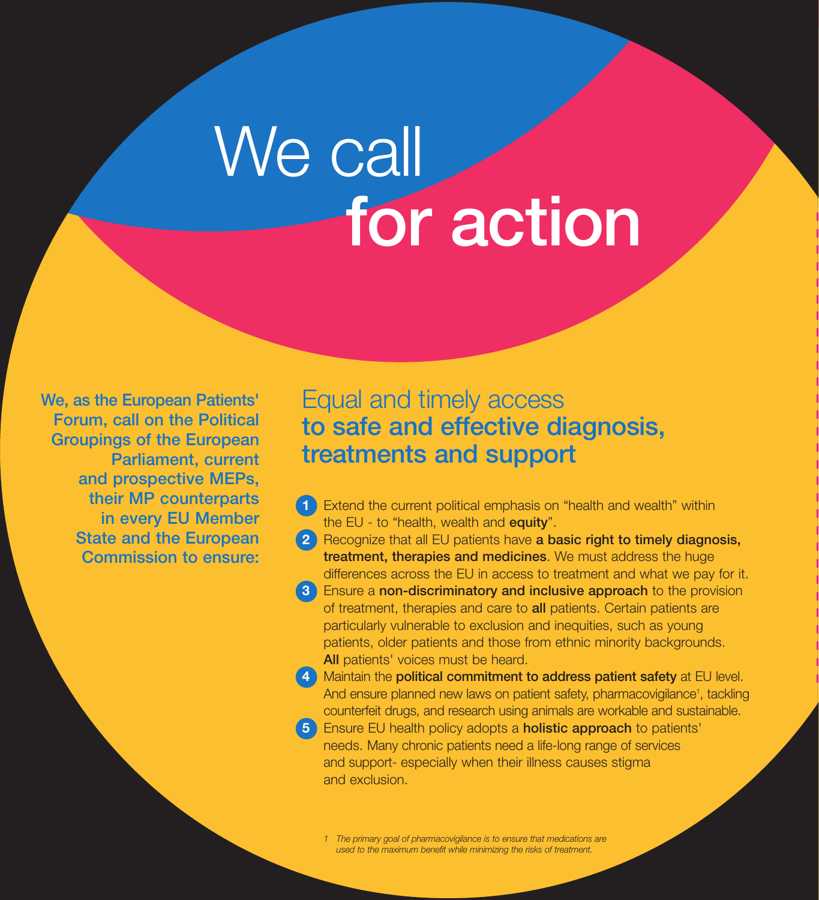# We call **for action**

**We, as the European Patients' Forum, call on the Political Groupings of the European Parliament, current and prospective MEPs, their MP counterparts in every EU Member State and the European Commission to ensure:**

## Equal and timely access **to safe and effective diagnosis, treatments and support**

1. Extend the current political emphasis on "health and wealth" within the EU - to "health, wealth and **equity**".
2. Recognize that all EU patients have **a basic right to timely diagnosis, treatment, therapies and medicines**. We must address the huge differences across the EU in access to treatment and what we pay for it.
3. Ensure a **non-discriminatory and inclusive approach** to the provision of treatment, therapies and care to **all** patients. Certain patients are particularly vulnerable to exclusion and inequities, such as young patients, older patients and those from ethnic minority backgrounds. **All** patients' voices must be heard.
4. Maintain the **political commitment to address patient safety** at EU level. And ensure planned new laws on patient safety, pharmacovigilance[1], tackling counterfeit drugs, and research using animals are workable and sustainable.
5. Ensure EU health policy adopts a **holistic approach** to patients' needs. Many chronic patients need a life-long range of services and support- especially when their illness causes stigma and exclusion.

*1 The primary goal of pharmacovigilance is to ensure that medications are used to the maximum benefit while minimizing the risks of treatment.*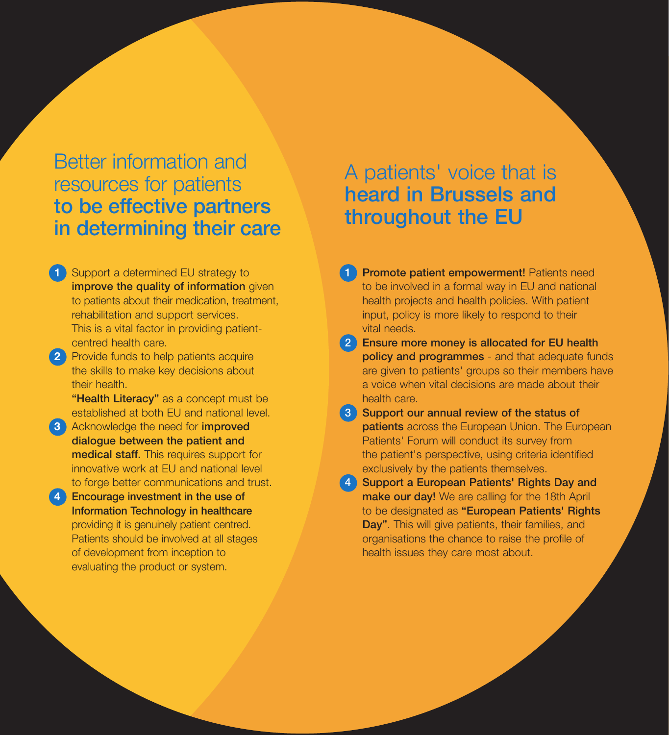## Better information and resources for patients **to be effective partners in determining their care**

1. Support a determined EU strategy to **improve the quality of information** given to patients about their medication, treatment, rehabilitation and support services. This is a vital factor in providing patient-centred health care.
2. Provide funds to help patients acquire the skills to make key decisions about their health. **"Health Literacy"** as a concept must be established at both EU and national level.
3. Acknowledge the need for **improved dialogue between the patient and medical staff.** This requires support for innovative work at EU and national level to forge better communications and trust.
4. **Encourage investment in the use of Information Technology in healthcare** providing it is genuinely patient centred. Patients should be involved at all stages of development from inception to evaluating the product or system.

## A patients' voice that is **heard in Brussels and throughout the EU**

1. **Promote patient empowerment!** Patients need to be involved in a formal way in EU and national health projects and health policies. With patient input, policy is more likely to respond to their vital needs.
2. **Ensure more money is allocated for EU health policy and programmes** - and that adequate funds are given to patients' groups so their members have a voice when vital decisions are made about their health care.
3. **Support our annual review of the status of patients** across the European Union. The European Patients' Forum will conduct its survey from the patient's perspective, using criteria identified exclusively by the patients themselves.
4. **Support a European Patients' Rights Day and make our day!** We are calling for the 18th April to be designated as **"European Patients' Rights Day"**. This will give patients, their families, and organisations the chance to raise the profile of health issues they care most about.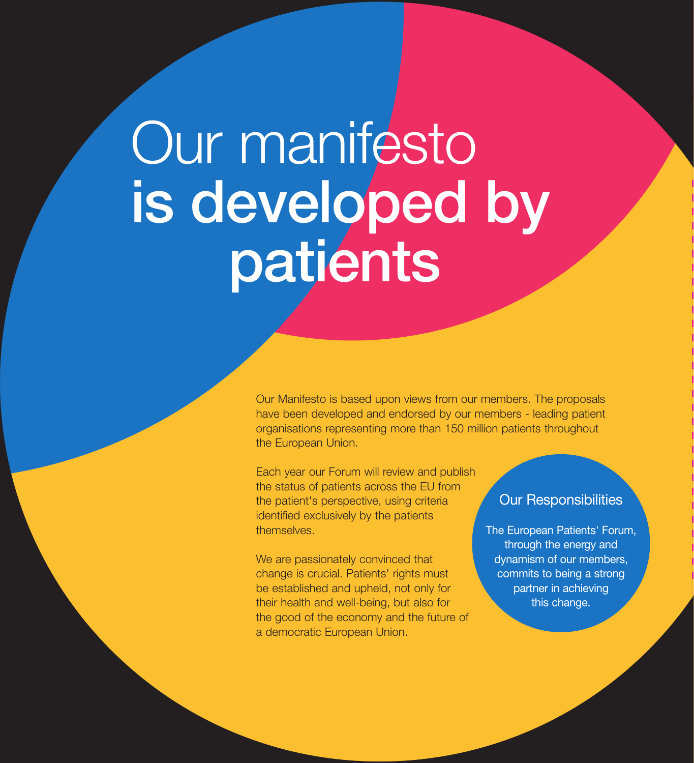# Our manifesto **is developed by patients**

Our Manifesto is based upon views from our members. The proposals have been developed and endorsed by our members - leading patient organisations representing more than 150 million patients throughout the European Union.

Each year our Forum will review and publish the status of patients across the EU from the patient's perspective, using criteria identified exclusively by the patients themselves.

We are passionately convinced that change is crucial. Patients' rights must be established and upheld, not only for their health and well-being, but also for the good of the economy and the future of a democratic European Union.

## Our Responsibilities

The European Patients' Forum, through the energy and dynamism of our members, commits to being a strong partner in achieving this change.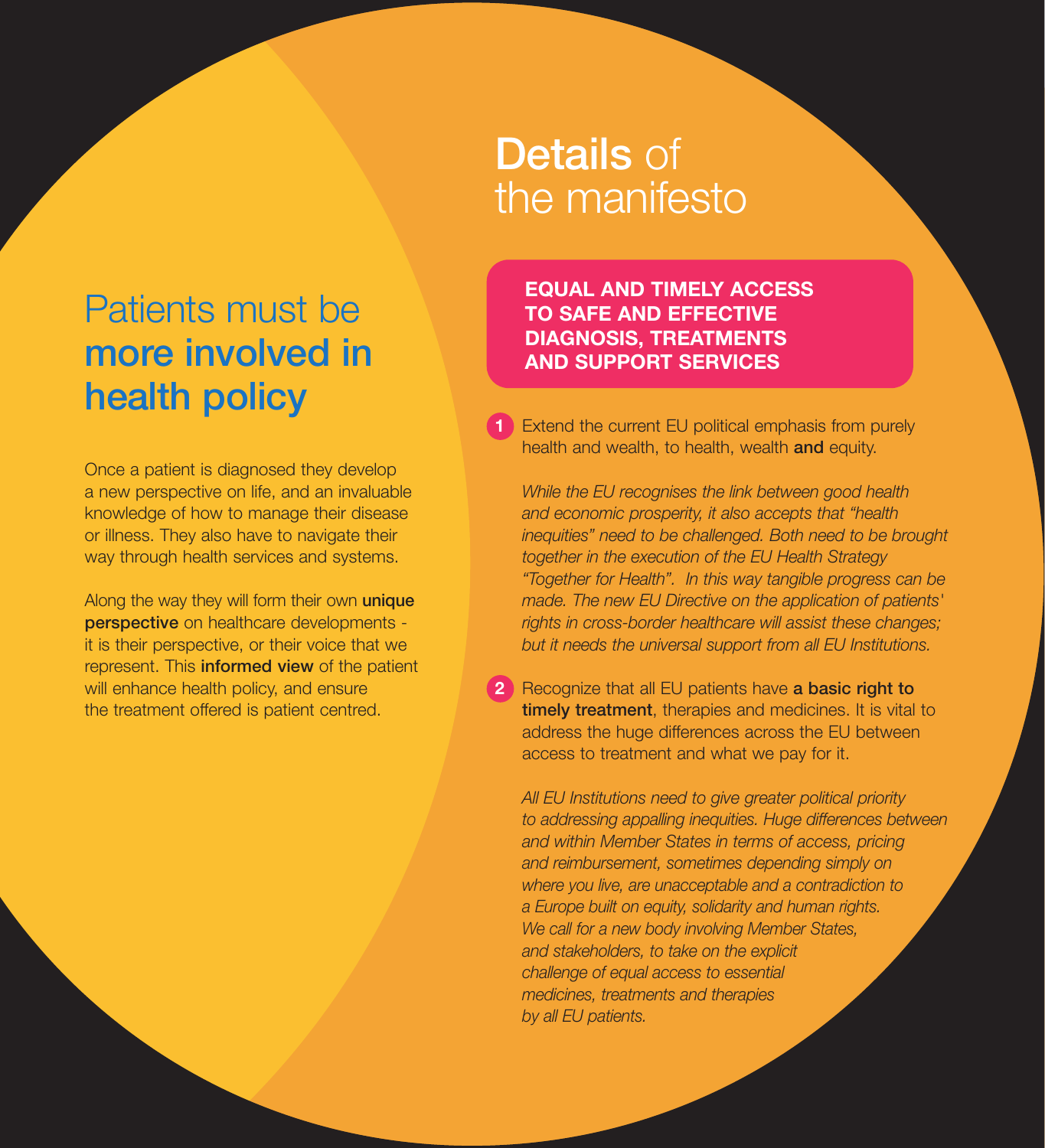## Patients must be **more involved in health policy**

Once a patient is diagnosed they develop a new perspective on life, and an invaluable knowledge of how to manage their disease or illness. They also have to navigate their way through health services and systems.

Along the way they will form their own **unique perspective** on healthcare developments - it is their perspective, or their voice that we represent. This **informed view** of the patient will enhance health policy, and ensure the treatment offered is patient centred.

# **Details** of the manifesto

### EQUAL AND TIMELY ACCESS TO SAFE AND EFFECTIVE DIAGNOSIS, TREATMENTS AND SUPPORT SERVICES

1. Extend the current EU political emphasis from purely health and wealth, to health, wealth **and** equity.

   *While the EU recognises the link between good health and economic prosperity, it also accepts that "health inequities" need to be challenged. Both need to be brought together in the execution of the EU Health Strategy "Together for Health". In this way tangible progress can be made. The new EU Directive on the application of patients' rights in cross-border healthcare will assist these changes; but it needs the universal support from all EU Institutions.*

2. Recognize that all EU patients have **a basic right to timely treatment**, therapies and medicines. It is vital to address the huge differences across the EU between access to treatment and what we pay for it.

   *All EU Institutions need to give greater political priority to addressing appalling inequities. Huge differences between and within Member States in terms of access, pricing and reimbursement, sometimes depending simply on where you live, are unacceptable and a contradiction to a Europe built on equity, solidarity and human rights. We call for a new body involving Member States, and stakeholders, to take on the explicit challenge of equal access to essential medicines, treatments and therapies by all EU patients.*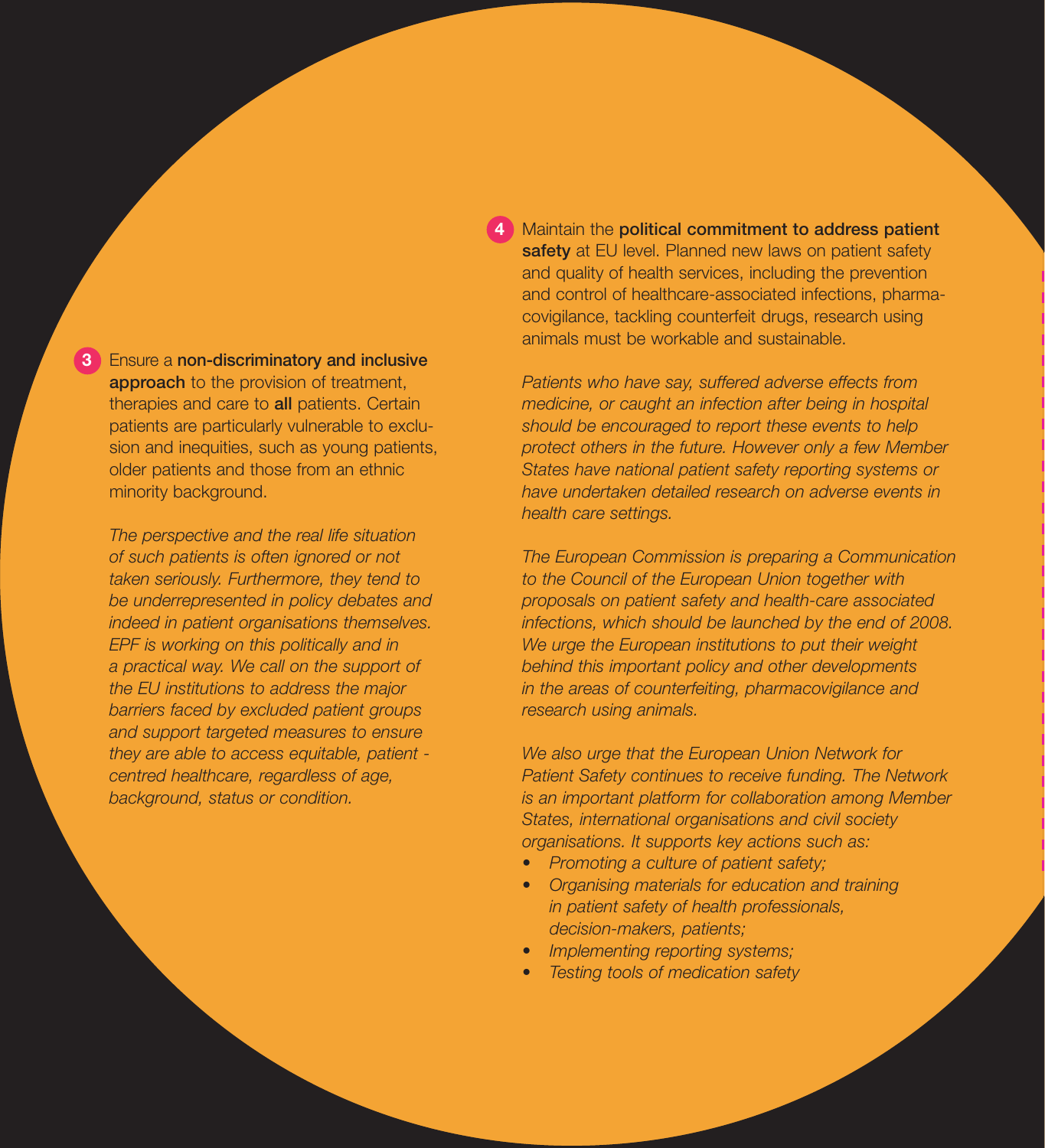3. Ensure a **non-discriminatory and inclusive approach** to the provision of treatment, therapies and care to **all** patients. Certain patients are particularly vulnerable to exclusion and inequities, such as young patients, older patients and those from an ethnic minority background.

*The perspective and the real life situation of such patients is often ignored or not taken seriously. Furthermore, they tend to be underrepresented in policy debates and indeed in patient organisations themselves. EPF is working on this politically and in a practical way. We call on the support of the EU institutions to address the major barriers faced by excluded patient groups and support targeted measures to ensure they are able to access equitable, patient - centred healthcare, regardless of age, background, status or condition.*

4. Maintain the **political commitment to address patient safety** at EU level. Planned new laws on patient safety and quality of health services, including the prevention and control of healthcare-associated infections, pharmacovigilance, tackling counterfeit drugs, research using animals must be workable and sustainable.

*Patients who have say, suffered adverse effects from medicine, or caught an infection after being in hospital should be encouraged to report these events to help protect others in the future. However only a few Member States have national patient safety reporting systems or have undertaken detailed research on adverse events in health care settings.*

*The European Commission is preparing a Communication to the Council of the European Union together with proposals on patient safety and health-care associated infections, which should be launched by the end of 2008. We urge the European institutions to put their weight behind this important policy and other developments in the areas of counterfeiting, pharmacovigilance and research using animals.*

*We also urge that the European Union Network for Patient Safety continues to receive funding. The Network is an important platform for collaboration among Member States, international organisations and civil society organisations. It supports key actions such as:*

- *Promoting a culture of patient safety;*
- *Organising materials for education and training in patient safety of health professionals, decision-makers, patients;*
- *Implementing reporting systems;*
- *Testing tools of medication safety*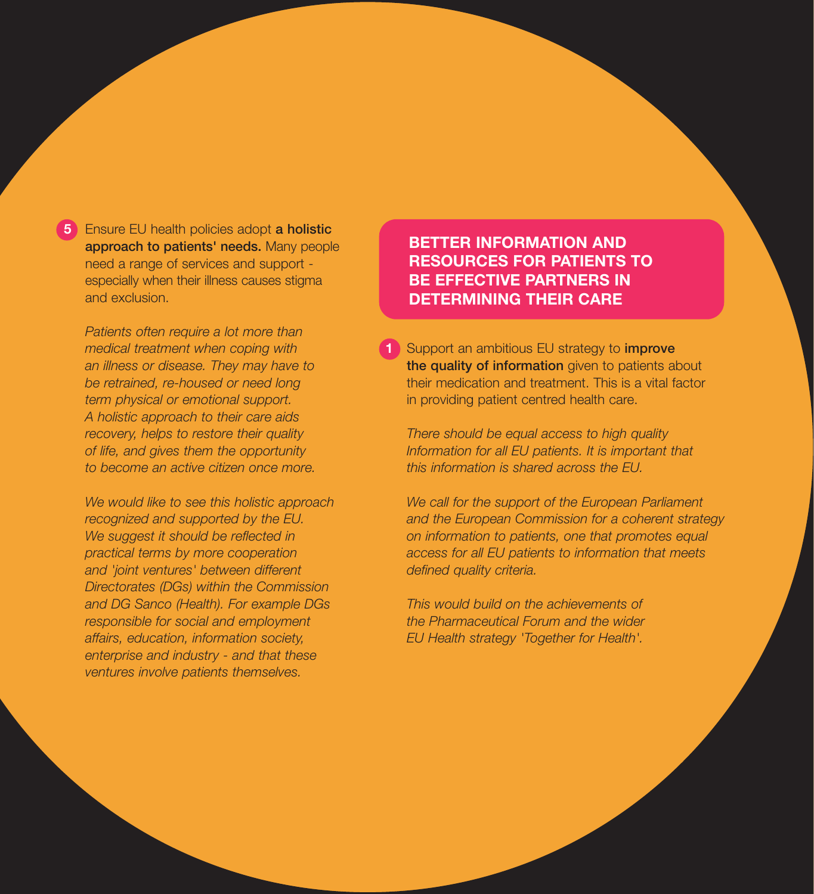5. Ensure EU health policies adopt **a holistic approach to patients' needs.** Many people need a range of services and support - especially when their illness causes stigma and exclusion.

   *Patients often require a lot more than medical treatment when coping with an illness or disease. They may have to be retrained, re-housed or need long term physical or emotional support. A holistic approach to their care aids recovery, helps to restore their quality of life, and gives them the opportunity to become an active citizen once more.*

   *We would like to see this holistic approach recognized and supported by the EU. We suggest it should be reflected in practical terms by more cooperation and 'joint ventures' between different Directorates (DGs) within the Commission and DG Sanco (Health). For example DGs responsible for social and employment affairs, education, information society, enterprise and industry - and that these ventures involve patients themselves.*

## BETTER INFORMATION AND RESOURCES FOR PATIENTS TO BE EFFECTIVE PARTNERS IN DETERMINING THEIR CARE

1. Support an ambitious EU strategy to **improve the quality of information** given to patients about their medication and treatment. This is a vital factor in providing patient centred health care.

   *There should be equal access to high quality Information for all EU patients. It is important that this information is shared across the EU.*

   *We call for the support of the European Parliament and the European Commission for a coherent strategy on information to patients, one that promotes equal access for all EU patients to information that meets defined quality criteria.*

   *This would build on the achievements of the Pharmaceutical Forum and the wider EU Health strategy 'Together for Health'.*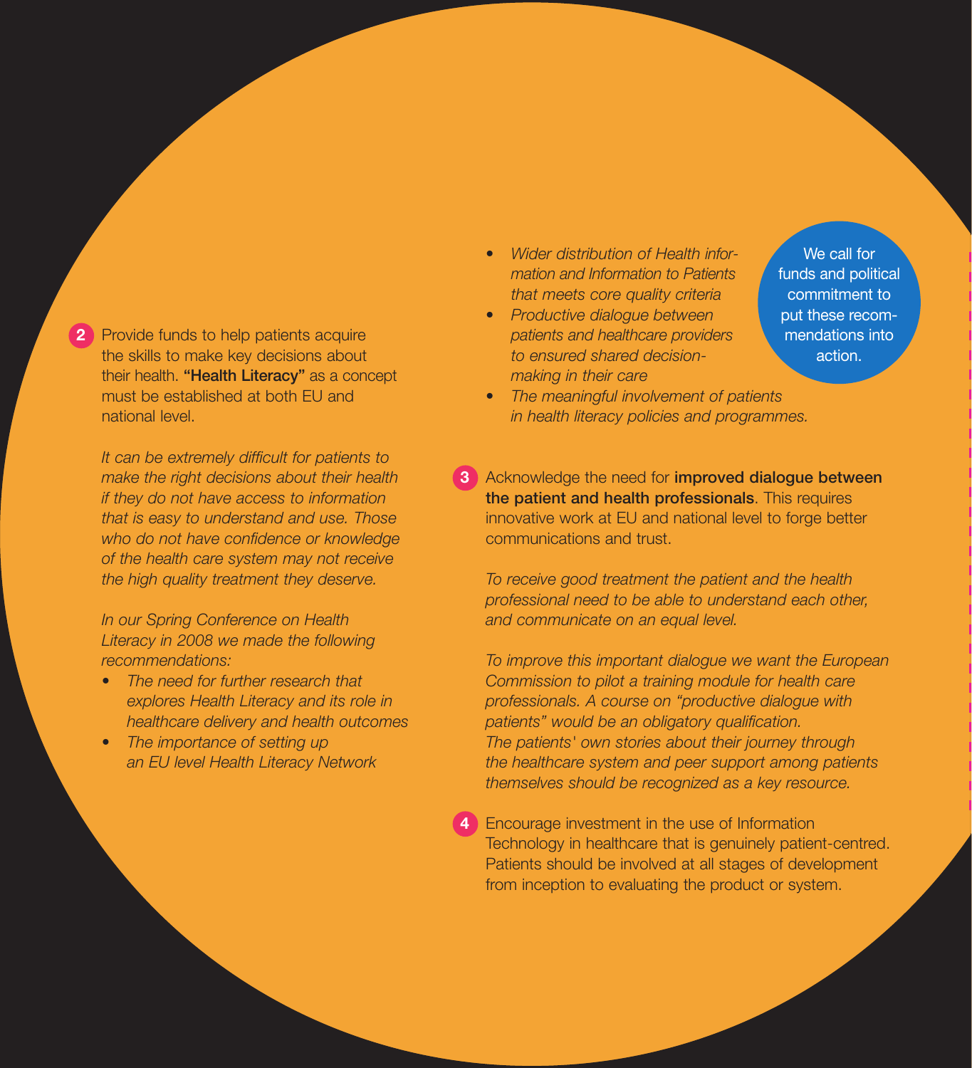2. Provide funds to help patients acquire the skills to make key decisions about their health. **"Health Literacy"** as a concept must be established at both EU and national level.

   *It can be extremely difficult for patients to make the right decisions about their health if they do not have access to information that is easy to understand and use. Those who do not have confidence or knowledge of the health care system may not receive the high quality treatment they deserve.*

   *In our Spring Conference on Health Literacy in 2008 we made the following recommendations:*

   - *The need for further research that explores Health Literacy and its role in healthcare delivery and health outcomes*
   - *The importance of setting up an EU level Health Literacy Network*
   - *Wider distribution of Health information and Information to Patients that meets core quality criteria*
   - *Productive dialogue between patients and healthcare providers to ensured shared decision-making in their care*
   - *The meaningful involvement of patients in health literacy policies and programmes.*

3. Acknowledge the need for **improved dialogue between the patient and health professionals**. This requires innovative work at EU and national level to forge better communications and trust.

   *To receive good treatment the patient and the health professional need to be able to understand each other, and communicate on an equal level.*

   *To improve this important dialogue we want the European Commission to pilot a training module for health care professionals. A course on "productive dialogue with patients" would be an obligatory qualification. The patients' own stories about their journey through the healthcare system and peer support among patients themselves should be recognized as a key resource.*

4. Encourage investment in the use of Information Technology in healthcare that is genuinely patient-centred. Patients should be involved at all stages of development from inception to evaluating the product or system.

We call for funds and political commitment to put these recommendations into action.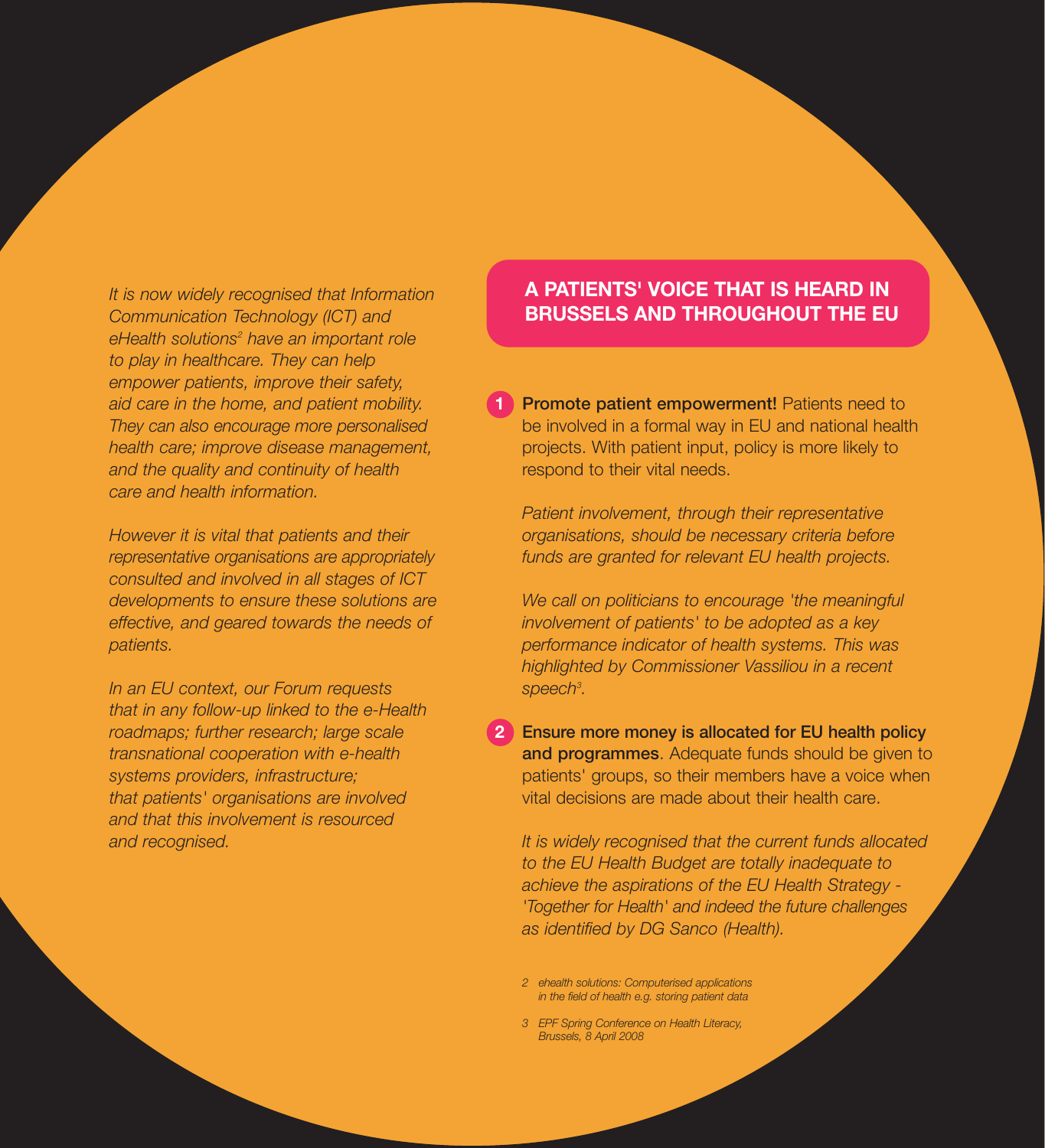*It is now widely recognised that Information Communication Technology (ICT) and eHealth solutions[2] have an important role to play in healthcare. They can help empower patients, improve their safety, aid care in the home, and patient mobility. They can also encourage more personalised health care; improve disease management, and the quality and continuity of health care and health information.*

*However it is vital that patients and their representative organisations are appropriately consulted and involved in all stages of ICT developments to ensure these solutions are effective, and geared towards the needs of patients.*

*In an EU context, our Forum requests that in any follow-up linked to the e-Health roadmaps; further research; large scale transnational cooperation with e-health systems providers, infrastructure; that patients' organisations are involved and that this involvement is resourced and recognised.*

## A PATIENTS' VOICE THAT IS HEARD IN BRUSSELS AND THROUGHOUT THE EU

1. **Promote patient empowerment!** Patients need to be involved in a formal way in EU and national health projects. With patient input, policy is more likely to respond to their vital needs.

   *Patient involvement, through their representative organisations, should be necessary criteria before funds are granted for relevant EU health projects.*

   *We call on politicians to encourage 'the meaningful involvement of patients' to be adopted as a key performance indicator of health systems. This was highlighted by Commissioner Vassiliou in a recent speech[3].*

2. **Ensure more money is allocated for EU health policy and programmes**. Adequate funds should be given to patients' groups, so their members have a voice when vital decisions are made about their health care.

   *It is widely recognised that the current funds allocated to the EU Health Budget are totally inadequate to achieve the aspirations of the EU Health Strategy - 'Together for Health' and indeed the future challenges as identified by DG Sanco (Health).*

*2 ehealth solutions: Computerised applications in the field of health e.g. storing patient data*

*3 EPF Spring Conference on Health Literacy, Brussels, 8 April 2008*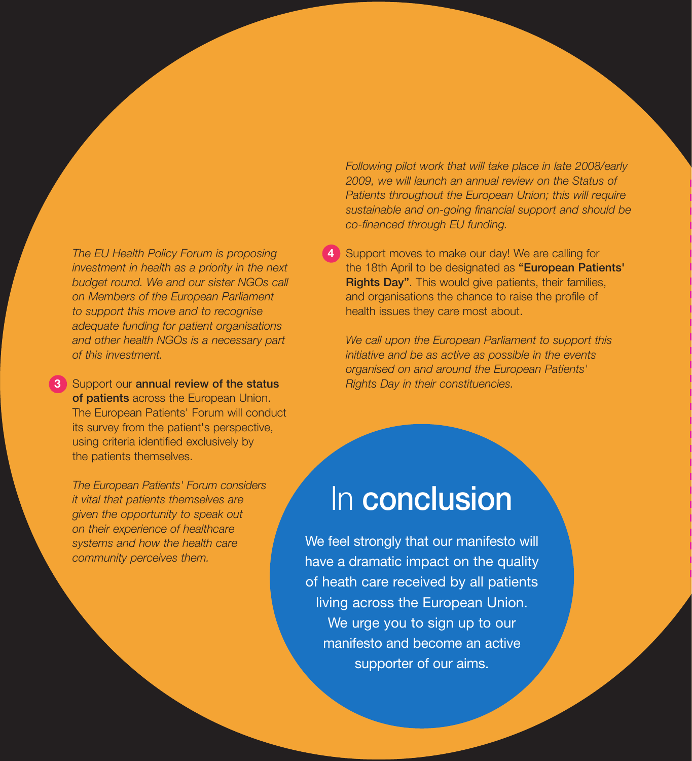*The EU Health Policy Forum is proposing investment in health as a priority in the next budget round. We and our sister NGOs call on Members of the European Parliament to support this move and to recognise adequate funding for patient organisations and other health NGOs is a necessary part of this investment.*

3. Support our **annual review of the status of patients** across the European Union. The European Patients' Forum will conduct its survey from the patient's perspective, using criteria identified exclusively by the patients themselves.

   *The European Patients' Forum considers it vital that patients themselves are given the opportunity to speak out on their experience of healthcare systems and how the health care community perceives them.*

   *Following pilot work that will take place in late 2008/early 2009, we will launch an annual review on the Status of Patients throughout the European Union; this will require sustainable and on-going financial support and should be co-financed through EU funding.*

4. Support moves to make our day! We are calling for the 18th April to be designated as **"European Patients' Rights Day"**. This would give patients, their families, and organisations the chance to raise the profile of health issues they care most about.

   *We call upon the European Parliament to support this initiative and be as active as possible in the events organised on and around the European Patients' Rights Day in their constituencies.*

# In **conclusion**

We feel strongly that our manifesto will have a dramatic impact on the quality of heath care received by all patients living across the European Union. We urge you to sign up to our manifesto and become an active supporter of our aims.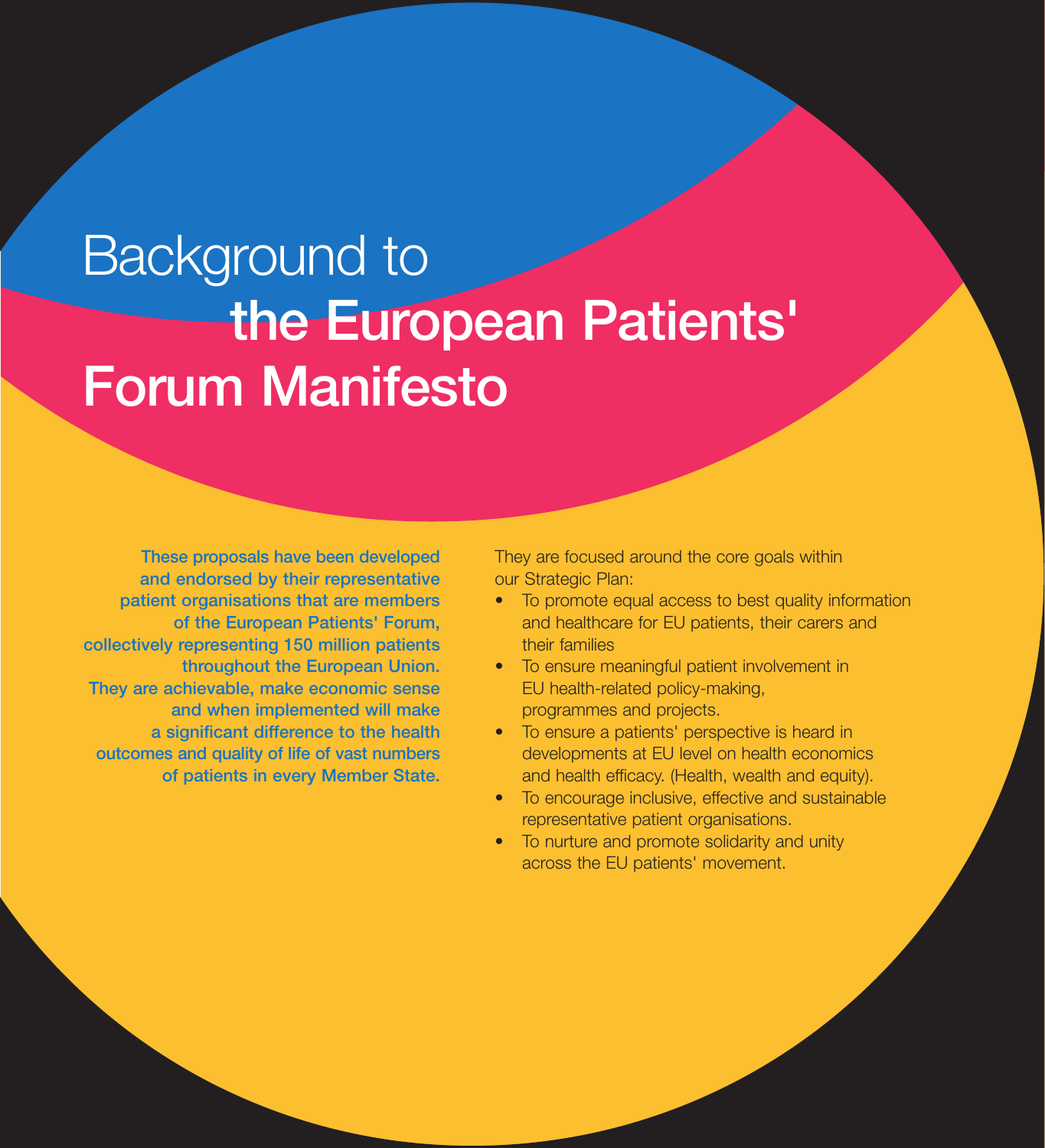# Background to the European Patients' Forum Manifesto

**These proposals have been developed and endorsed by their representative patient organisations that are members of the European Patients' Forum, collectively representing 150 million patients throughout the European Union. They are achievable, make economic sense and when implemented will make a significant difference to the health outcomes and quality of life of vast numbers of patients in every Member State.**

They are focused around the core goals within our Strategic Plan:

- To promote equal access to best quality information and healthcare for EU patients, their carers and their families
- To ensure meaningful patient involvement in EU health-related policy-making, programmes and projects.
- To ensure a patients' perspective is heard in developments at EU level on health economics and health efficacy. (Health, wealth and equity).
- To encourage inclusive, effective and sustainable representative patient organisations.
- To nurture and promote solidarity and unity across the EU patients' movement.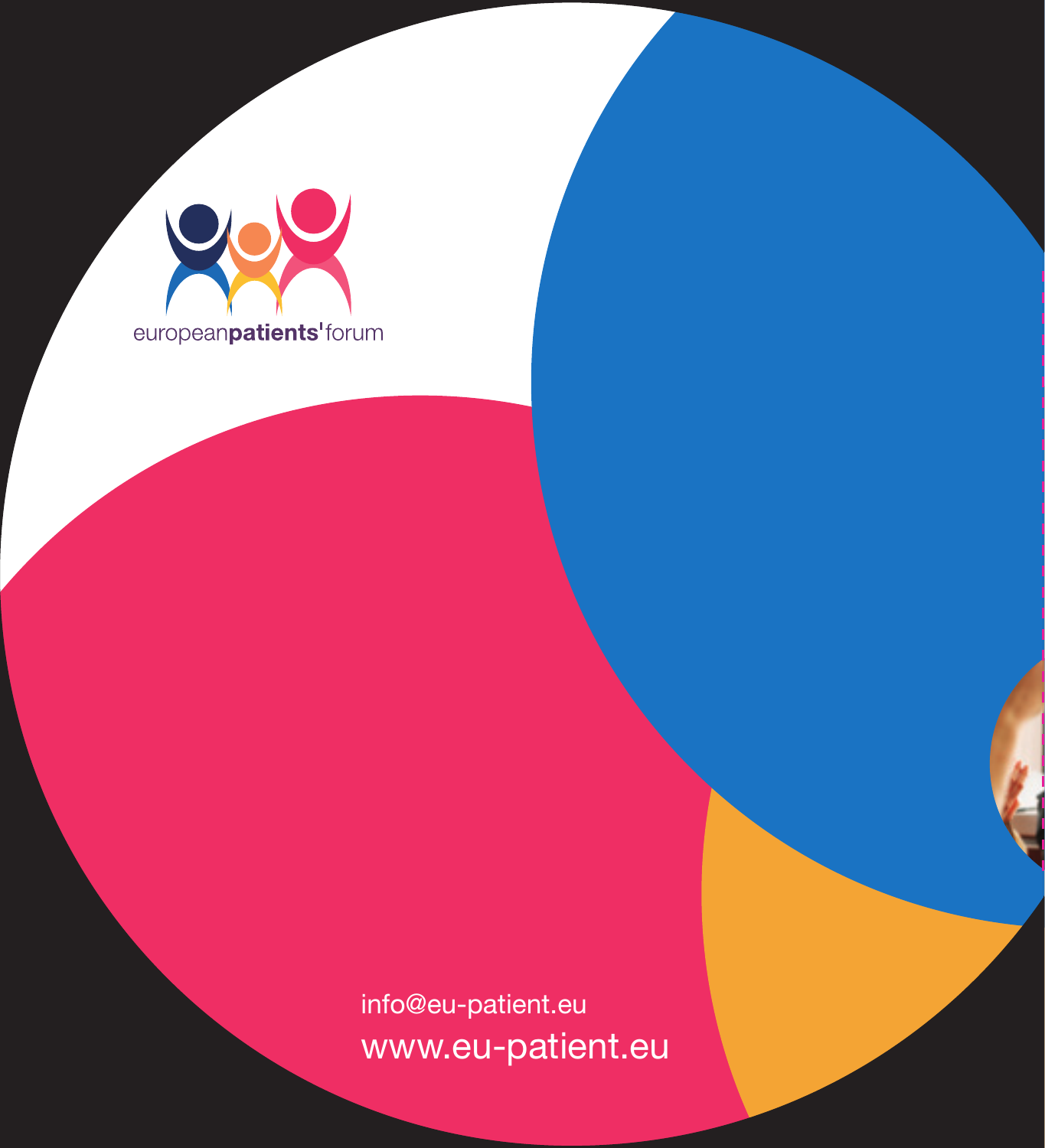europeanpatients'forum

info@eu-patient.eu

www.eu-patient.eu